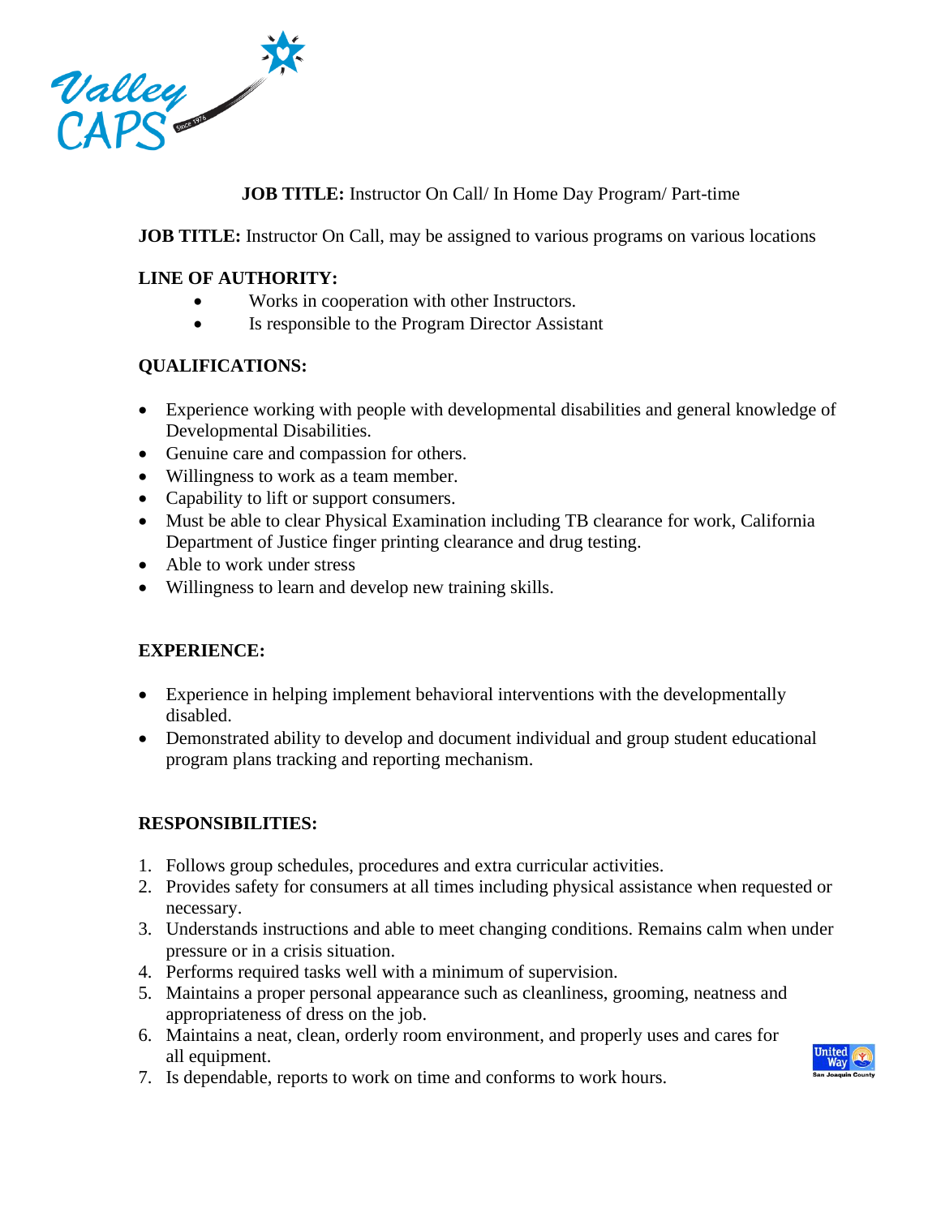**JOB TITLE:** Instructor On Call/ In Home Day Program/ Part-time

**JOB TITLE:** Instructor On Call, may be assigned to various programs on various locations

**LINE OF AUTHORITY:**

- Works in cooperation with other Instructors.
- Is responsible to the Program Director Assistant

**QUALIFICATIONS:**

- Experience working with people with developmental disabilities and general knowledge of Developmental Disabilities.
- Genuine care and compassion for others.
- Willingness to work as a team member.
- Capability to lift or support consumers.
- Must be able to clear Physical Examination including TB clearance for work, California Department of Justice finger printing clearance and drug testing.
- Able to work under stress
- Willingness to learn and develop new training skills.

**EXPERIENCE:**

- Experience in helping implement behavioral interventions with the developmentally disabled.
- Demonstrated ability to develop and document individual and group student educational program plans tracking and reporting mechanism.

**RESPONSIBILITIES:**

1. Follows group schedules, procedures and extra curricular activities.
2. Provides safety for consumers at all times including physical assistance when requested or necessary.
3. Understands instructions and able to meet changing conditions. Remains calm when under pressure or in a crisis situation.
4. Performs required tasks well with a minimum of supervision.
5. Maintains a proper personal appearance such as cleanliness, grooming, neatness and appropriateness of dress on the job.
6. Maintains a neat, clean, orderly room environment, and properly uses and cares for all equipment.
7. Is dependable, reports to work on time and conforms to work hours.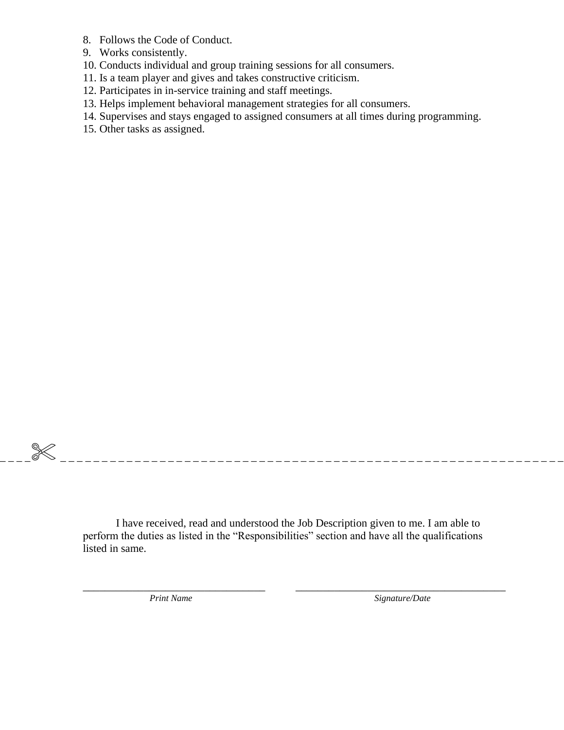8. Follows the Code of Conduct.
9. Works consistently.
10. Conducts individual and group training sessions for all consumers.
11. Is a team player and gives and takes constructive criticism.
12. Participates in in-service training and staff meetings.
13. Helps implement behavioral management strategies for all consumers.
14. Supervises and stays engaged to assigned consumers at all times during programming.
15. Other tasks as assigned.

---

I have received, read and understood the Job Description given to me. I am able to perform the duties as listed in the "Responsibilities" section and have all the qualifications listed in same.

| ___________________________________ | ___________________________________ |
| --- | --- |
| *Print Name* | *Signature/Date* |